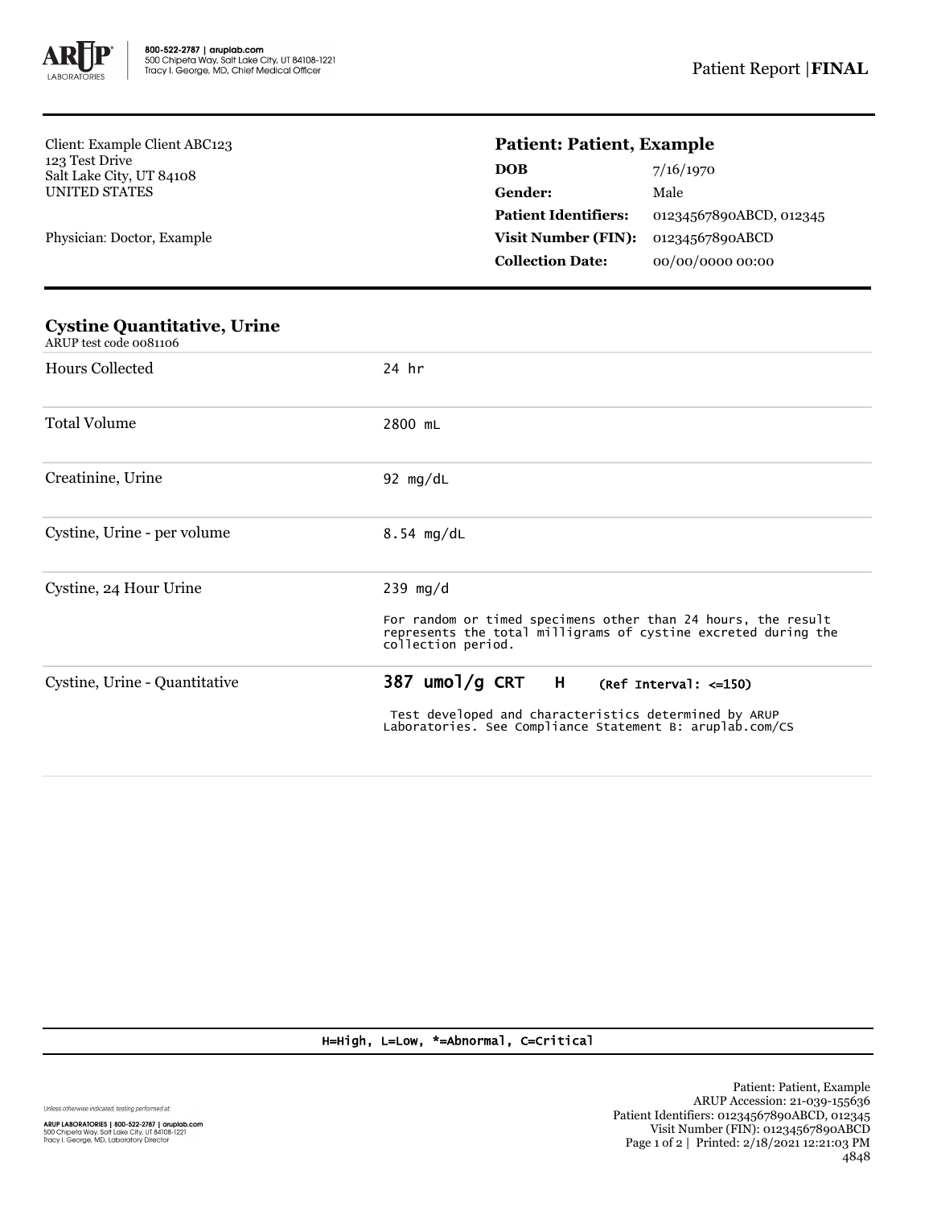Client: Example Client ABC123
123 Test Drive
Salt Lake City, UT 84108
UNITED STATES

Physician: Doctor, Example

## Patient: Patient, Example

| | |
|---|---|
| **DOB** | 7/16/1970 |
| **Gender:** | Male |
| **Patient Identifiers:** | 01234567890ABCD, 012345 |
| **Visit Number (FIN):** | 01234567890ABCD |
| **Collection Date:** | 00/00/0000 00:00 |

### Cystine Quantitative, Urine

ARUP test code 0081106

| | |
|---|---|
| Hours Collected | 24 hr |
| Total Volume | 2800 mL |
| Creatinine, Urine | 92 mg/dL |
| Cystine, Urine - per volume | 8.54 mg/dL |
| Cystine, 24 Hour Urine | 239 mg/d<br>For random or timed specimens other than 24 hours, the result represents the total milligrams of cystine excreted during the collection period. |
| Cystine, Urine - Quantitative | **387 umol/g CRT H** (Ref Interval: <=150)<br>Test developed and characteristics determined by ARUP Laboratories. See Compliance Statement B: aruplab.com/CS |

H=High, L=Low, *=Abnormal, C=Critical

Unless otherwise indicated, testing performed at:

ARUP LABORATORIES | 800-522-2787 | aruplab.com
500 Chipeta Way, Salt Lake City, UT 84108-1221
Tracy I. George, MD, Laboratory Director

Patient: Patient, Example
ARUP Accession: 21-039-155636
Patient Identifiers: 01234567890ABCD, 012345
Visit Number (FIN): 01234567890ABCD
Printed: 2/18/2021 12:21:03 PM
4848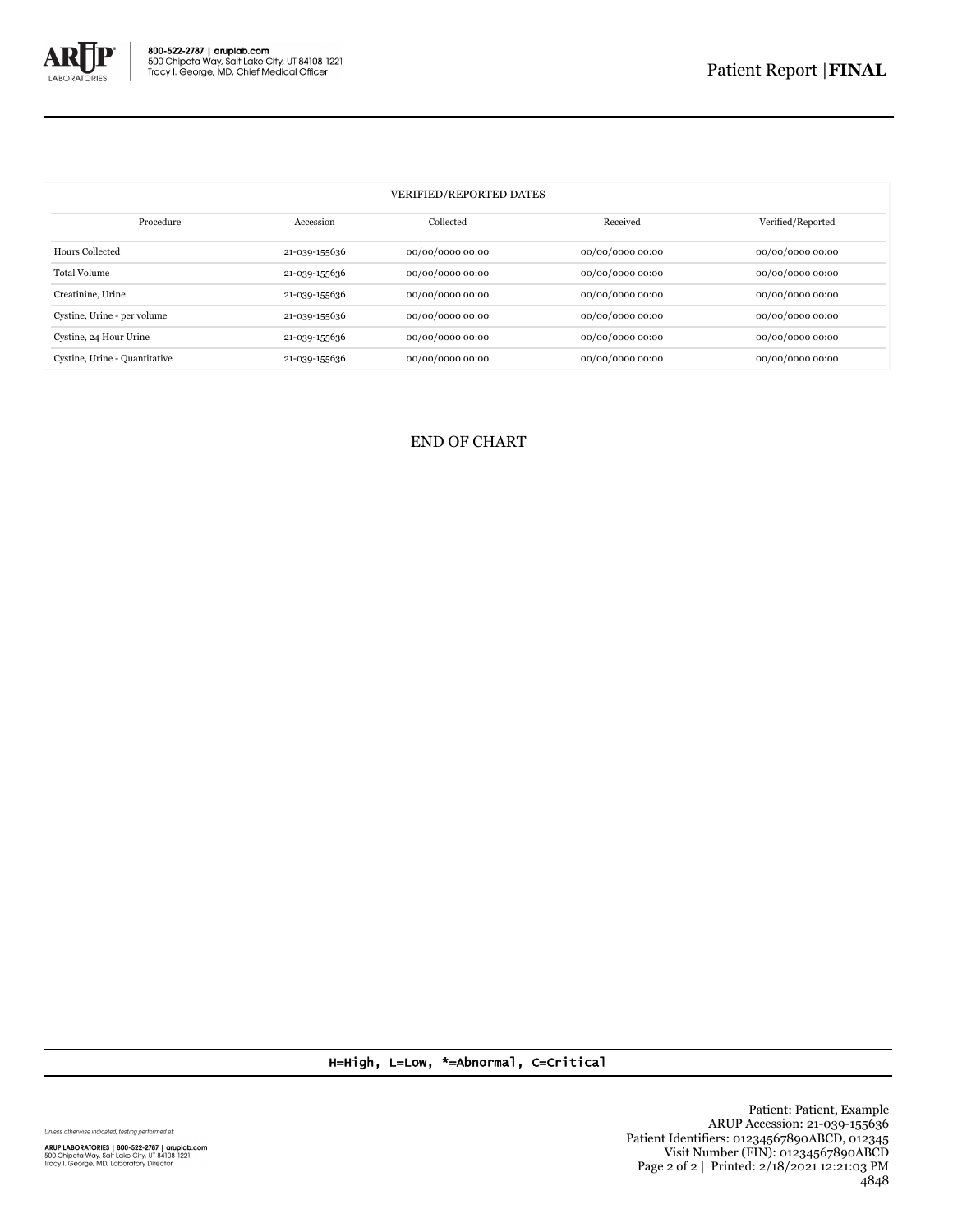| VERIFIED/REPORTED DATES | | | | |
|---|---|---|---|---|
| Procedure | Accession | Collected | Received | Verified/Reported |
| Hours Collected | 21-039-155636 | 00/00/0000 00:00 | 00/00/0000 00:00 | 00/00/0000 00:00 |
| Total Volume | 21-039-155636 | 00/00/0000 00:00 | 00/00/0000 00:00 | 00/00/0000 00:00 |
| Creatinine, Urine | 21-039-155636 | 00/00/0000 00:00 | 00/00/0000 00:00 | 00/00/0000 00:00 |
| Cystine, Urine - per volume | 21-039-155636 | 00/00/0000 00:00 | 00/00/0000 00:00 | 00/00/0000 00:00 |
| Cystine, 24 Hour Urine | 21-039-155636 | 00/00/0000 00:00 | 00/00/0000 00:00 | 00/00/0000 00:00 |
| Cystine, Urine - Quantitative | 21-039-155636 | 00/00/0000 00:00 | 00/00/0000 00:00 | 00/00/0000 00:00 |

END OF CHART

H=High, L=Low, *=Abnormal, C=Critical

*Unless otherwise indicated, testing performed at:*

**ARUP LABORATORIES | 800-522-2787 | aruplab.com**
500 Chipeta Way, Salt Lake City, UT 84108-1221
Tracy I. George, MD, Laboratory Director

Patient: Patient, Example
ARUP Accession: 21-039-155636
Patient Identifiers: 01234567890ABCD, 012345
Visit Number (FIN): 01234567890ABCD
Printed: 2/18/2021 12:21:03 PM
4848